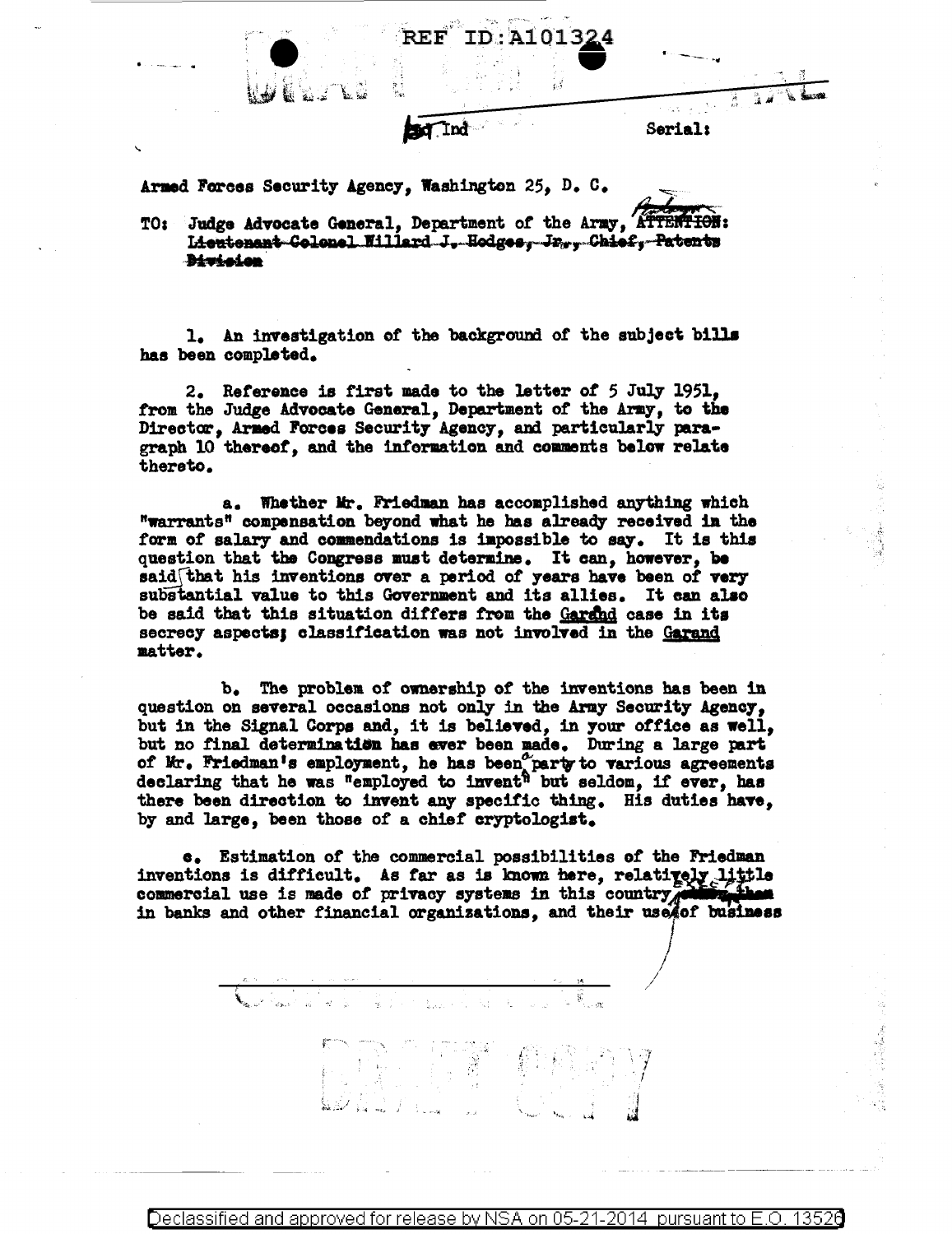3d Ind Serial:

Armed Forces Security Agency, Washington 25, D. C.

TO: Judge Advocate General, Department of the Army, ATTENTION: ~~Lieutenant Colonel Willard J. Hodges, Jr., Chief, Patents Division~~

1. An investigation of the background of the subject bills has been completed.

2. Reference is first made to the letter of 5 July 1951, from the Judge Advocate General, Department of the Army, to the Director, Armed Forces Security Agency, and particularly paragraph 10 thereof, and the information and comments below relate thereto.

a. Whether Mr. Friedman has accomplished anything which "warrants" compensation beyond what he has already received in the form of salary and commendations is impossible to say. It is this question that the Congress must determine. It can, however, be said that his inventions over a period of years have been of very substantial value to this Government and its allies. It can also be said that this situation differs from the Garand case in its secrecy aspects; classification was not involved in the Garand matter.

b. The problem of ownership of the inventions has been in question on several occasions not only in the Army Security Agency, but in the Signal Corps and, it is believed, in your office as well, but no final determination has ever been made. During a large part of Mr. Friedman's employment, he has been a party to various agreements declaring that he was "employed to invent" but seldom, if ever, has there been direction to invent any specific thing. His duties have, by and large, been those of a chief cryptologist.

c. Estimation of the commercial possibilities of the Friedman inventions is difficult. As far as is known here, relatively little commercial use is made of privacy systems in this country except in banks and other financial organizations, and their use of business

DRAFT COPY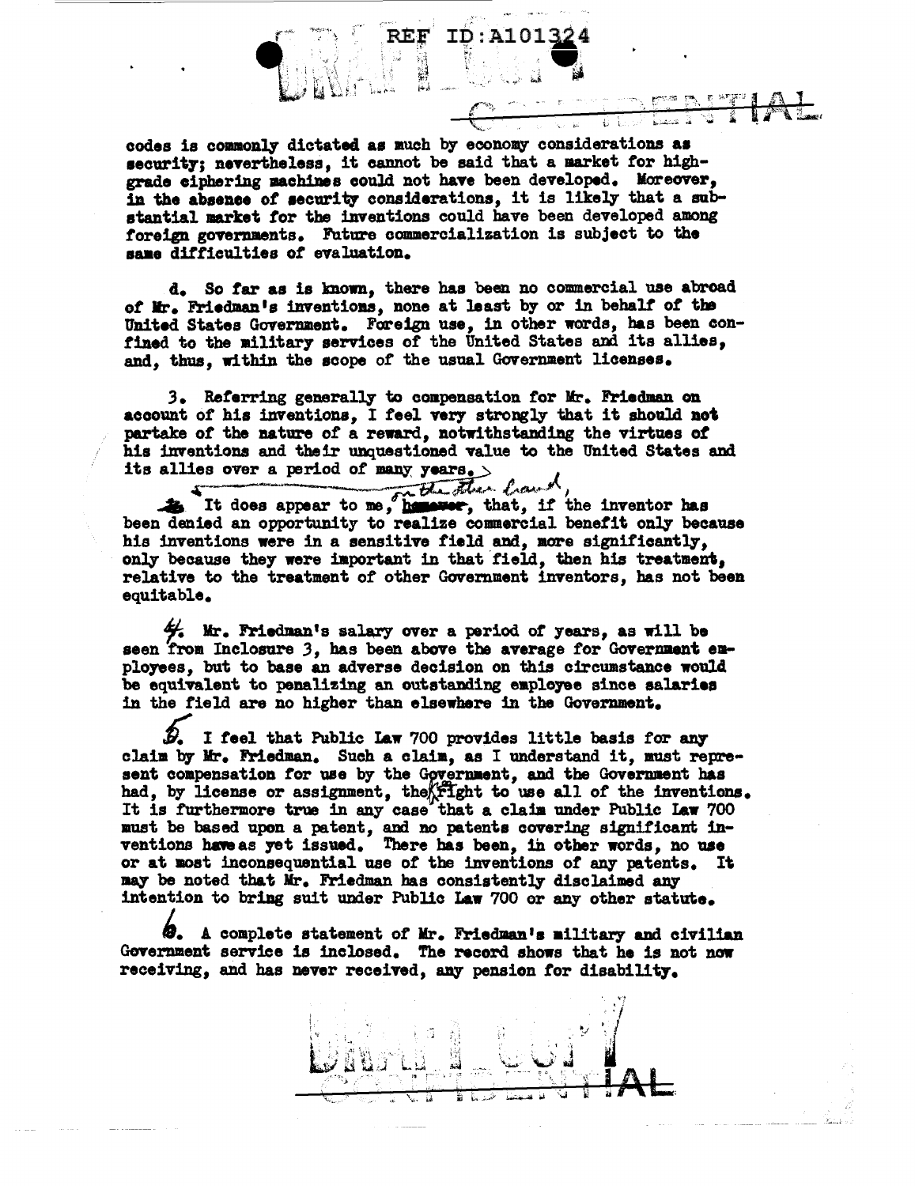codes is commonly dictated as much by economy considerations as security; nevertheless, it cannot be said that a market for high-grade ciphering machines could not have been developed. Moreover, in the absence of security considerations, it is likely that a substantial market for the inventions could have been developed among foreign governments. Future commercialization is subject to the same difficulties of evaluation.

d. So far as is known, there has been no commercial use abroad of Mr. Friedman's inventions, none at least by or in behalf of the United States Government. Foreign use, in other words, has been confined to the military services of the United States and its allies, and, thus, within the scope of the usual Government licenses.

3. Referring generally to compensation for Mr. Friedman on account of his inventions, I feel very strongly that it should not partake of the nature of a reward, notwithstanding the virtues of his inventions and their unquestioned value to the United States and its allies over a period of many years. It does appear to me, on the other hand, that, if the inventor has been denied an opportunity to realize commercial benefit only because his inventions were in a sensitive field and, more significantly, only because they were important in that field, then his treatment, relative to the treatment of other Government inventors, has not been equitable.

4. Mr. Friedman's salary over a period of years, as will be seen from Inclosure 3, has been above the average for Government employees, but to base an adverse decision on this circumstance would be equivalent to penalizing an outstanding employee since salaries in the field are no higher than elsewhere in the Government.

5. I feel that Public Law 700 provides little basis for any claim by Mr. Friedman. Such a claim, as I understand it, must represent compensation for use by the Government, and the Government has had, by license or assignment, the right to use all of the inventions. It is furthermore true in any case that a claim under Public Law 700 must be based upon a patent, and no patents covering significant inventions have as yet issued. There has been, in other words, no use or at most inconsequential use of the inventions of any patents. It may be noted that Mr. Friedman has consistently disclaimed any intention to bring suit under Public Law 700 or any other statute.

6. A complete statement of Mr. Friedman's military and civilian Government service is inclosed. The record shows that he is not now receiving, and has never received, any pension for disability.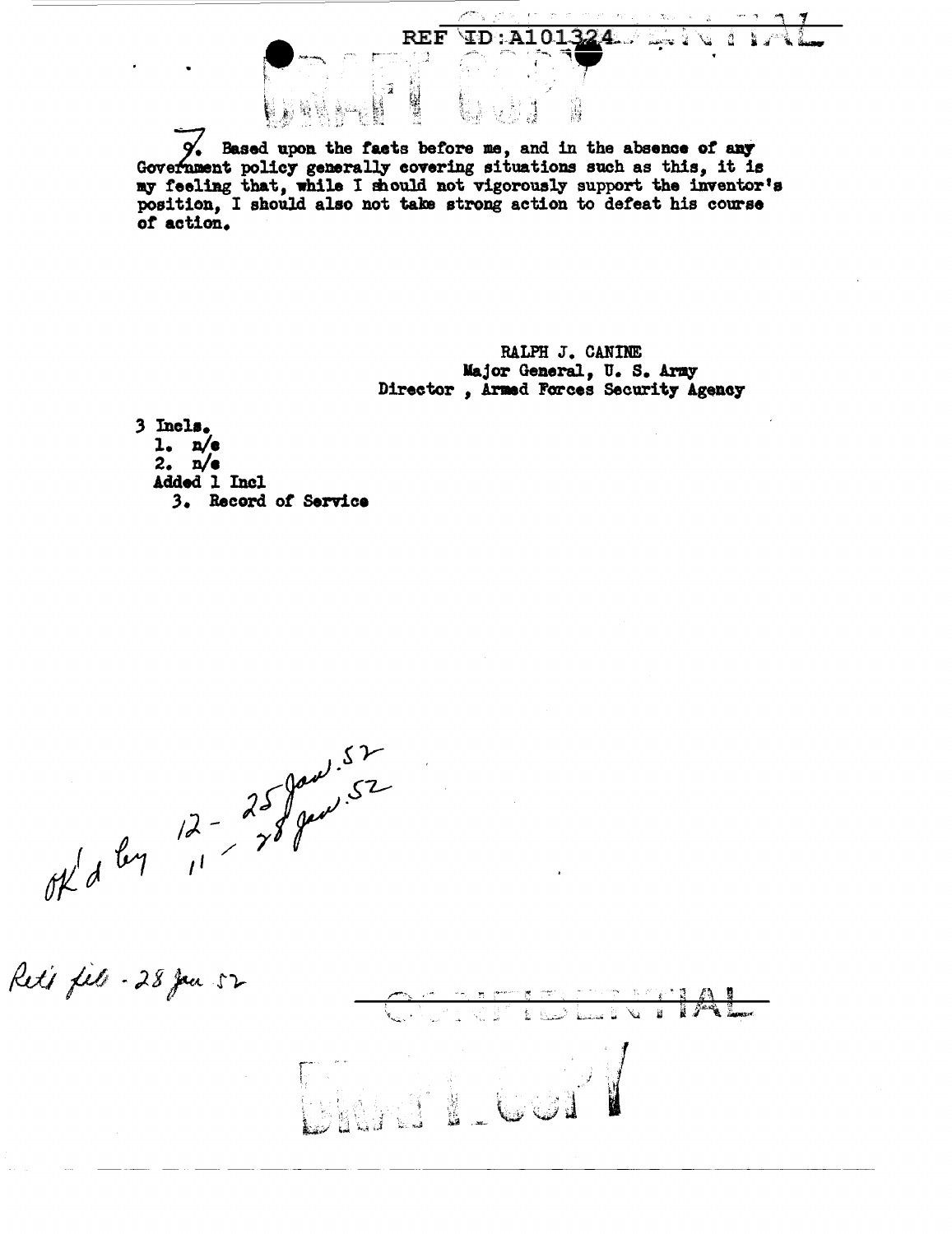7. Based upon the facts before me, and in the absence of any Government policy generally covering situations such as this, it is my feeling that, while I should not vigorously support the inventor's position, I should also not take strong action to defeat his course of action.

RALPH J. CANINE
Major General, U. S. Army
Director, Armed Forces Security Agency

3 Incls.
1. n/e
2. n/e
Added 1 Incl
3. Record of Service

OK'd by 12 - 25 Jan. 52
11 - 28 Jan. 52

Ret'd file - 28 Jan 52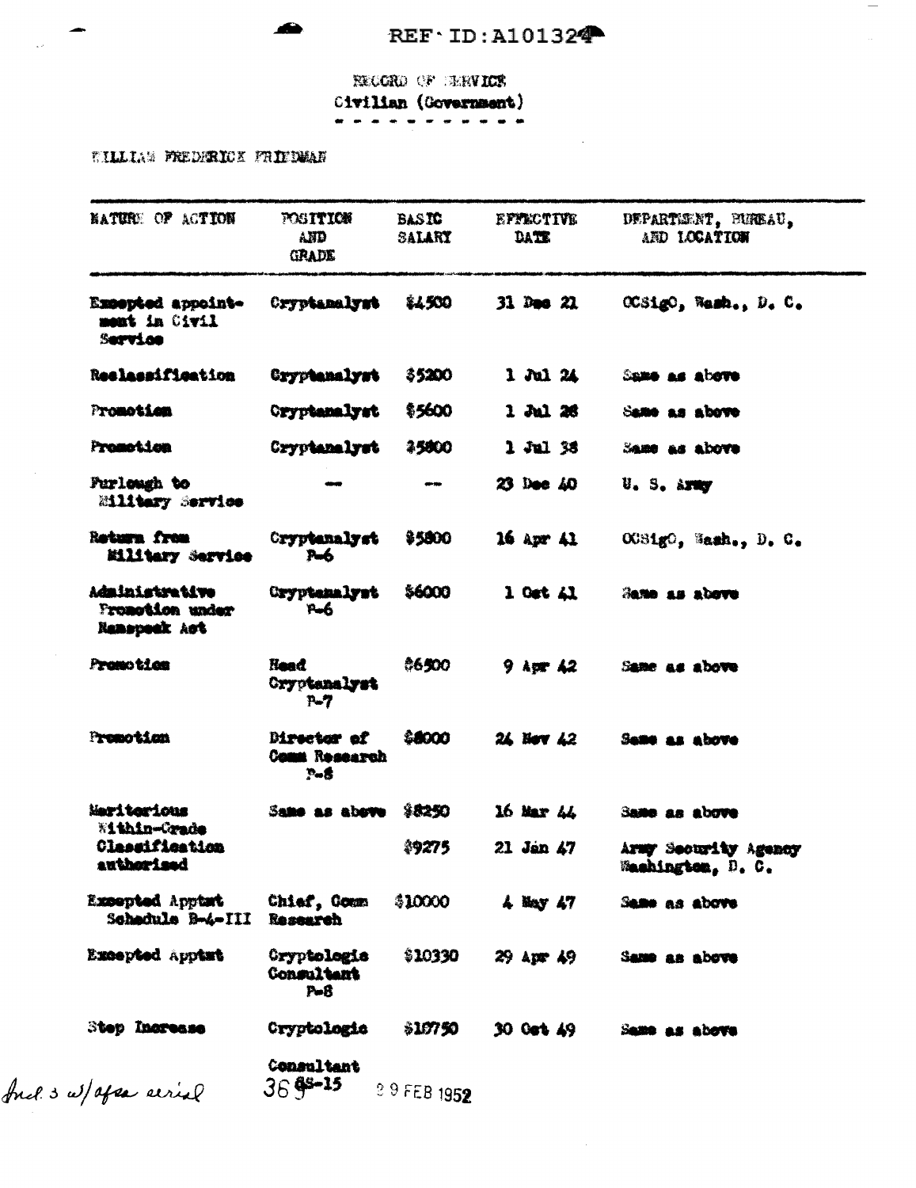REF ID:A101324

RECORD OF SERVICE
Civilian (Government)

WILLIAM FREDERICK FRIEDMAN

| NATURE OF ACTION | POSITION AND GRADE | BASIC SALARY | EFFECTIVE DATE | DEPARTMENT, BUREAU, AND LOCATION |
|---|---|---|---|---|
| Excepted appointment in Civil Service | Cryptanalyst | $4500 | 31 Dec 21 | OCSigO, Wash., D. C. |
| Reclassification | Cryptanalyst | $5200 | 1 Jul 24 | Same as above |
| Promotion | Cryptanalyst | $5600 | 1 Jul 28 | Same as above |
| Promotion | Cryptanalyst | $5800 | 1 Jul 38 | Same as above |
| Furlough to Military Service | — | — | 23 Dec 40 | U. S. Army |
| Return from Military Service | Cryptanalyst P-6 | $5800 | 16 Apr 41 | OCSigO, Wash., D. C. |
| Administrative Promotion under Ramspeck Act | Cryptanalyst P-6 | $6000 | 1 Oct 41 | Same as above |
| Promotion | Head Cryptanalyst P-7 | $6500 | 9 Apr 42 | Same as above |
| Promotion | Director of Comm Research P-8 | $8000 | 24 Nov 42 | Same as above |
| Meritorious Within-Grade Classification authorized | Same as above | $8250 | 16 Mar 44 | Same as above |
| | | $9275 | 21 Jan 47 | Army Security Agency Washington, D. C. |
| Excepted Apptmt Schedule B-4-III | Chief, Comm Research | $10000 | 4 May 47 | Same as above |
| Excepted Apptmt | Cryptologic Consultant P-8 | $10330 | 29 Apr 49 | Same as above |
| Step Increase | Cryptologic Consultant GS-15 | $10750 | 30 Oct 49 | Same as above |

Incl. 3 w/afsa serial 369 29 FEB 1952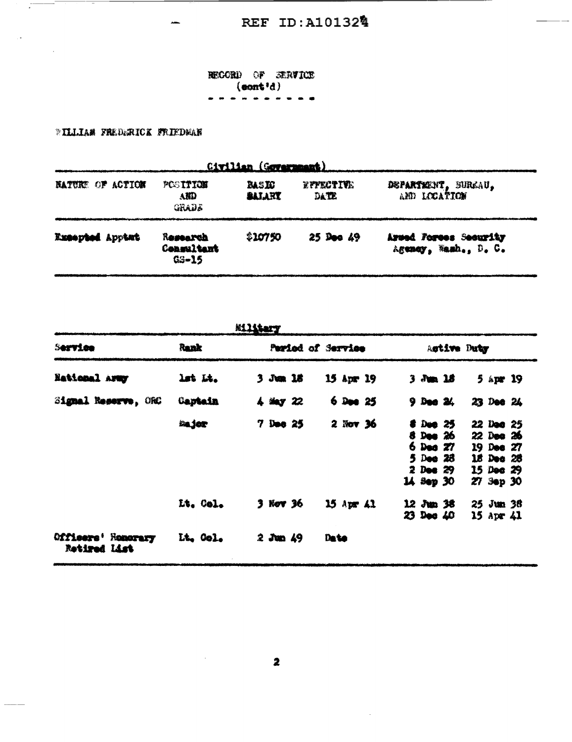REF ID:A101324

RECORD OF SERVICE
(cont'd)

- - - - - - - - - -

WILLIAM FREDERICK FRIEDMAN

Civilian (Government)

| NATURE OF ACTION | POSITION AND GRADE | BASIC SALARY | EFFECTIVE DATE | DEPARTMENT, BUREAU, AND LOCATION |
|---|---|---|---|---|
| Excepted Apptmt | Research Consultant GS-15 | $10750 | 25 Dec 49 | Armed Forces Security Agency, Wash., D. C. |

Military

| Service | Rank | Period of Service | | Active Duty | |
|---|---|---|---|---|---|
| National Army | 1st Lt. | 3 Jun 18 | 15 Apr 19 | 3 Jun 18 | 5 Apr 19 |
| Signal Reserve, ORC | Captain | 4 May 22 | 6 Dec 25 | 9 Dec 24 | 23 Dec 24 |
| | Major | 7 Dec 25 | 2 Nov 36 | 8 Dec 25 | 22 Dec 25 |
| | | | | 8 Dec 26 | 22 Dec 26 |
| | | | | 6 Dec 27 | 19 Dec 27 |
| | | | | 5 Dec 28 | 18 Dec 28 |
| | | | | 2 Dec 29 | 15 Dec 29 |
| | | | | 14 Sep 30 | 27 Sep 30 |
| | Lt. Col. | 3 Nov 36 | 15 Apr 41 | 12 Jun 38 | 25 Jun 38 |
| | | | | 23 Dec 40 | 15 Apr 41 |
| Officers' Honorary Retired List | Lt. Col. | 2 Jun 49 | Date | | |